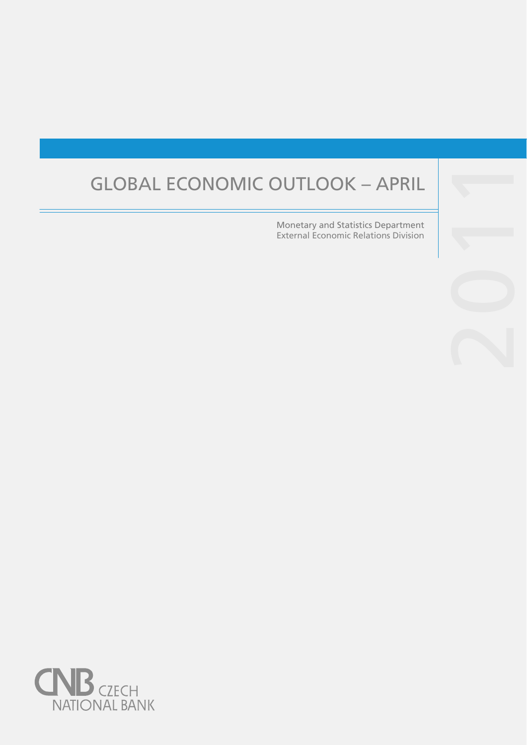# GLOBAL ECONOMIC OUTLOOK – APRIL 2011

Monetary and Statistics Department
External Economic Relations Division

CNB CZECH NATIONAL BANK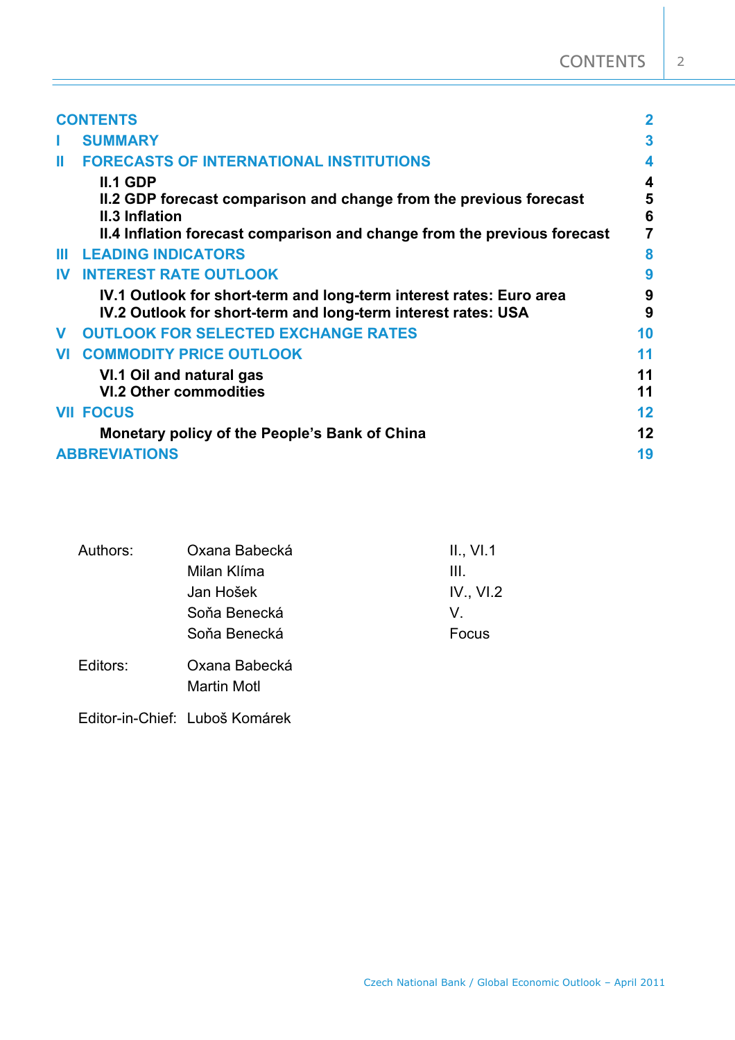# CONTENTS

| | | |
|---|---|---|
| **CONTENTS** | | **2** |
| **I** | **SUMMARY** | **3** |
| **II** | **FORECASTS OF INTERNATIONAL INSTITUTIONS** | **4** |
| | **II.1 GDP** | **4** |
| | **II.2 GDP forecast comparison and change from the previous forecast** | **5** |
| | **II.3 Inflation** | **6** |
| | **II.4 Inflation forecast comparison and change from the previous forecast** | **7** |
| **III** | **LEADING INDICATORS** | **8** |
| **IV** | **INTEREST RATE OUTLOOK** | **9** |
| | **IV.1 Outlook for short-term and long-term interest rates: Euro area** | **9** |
| | **IV.2 Outlook for short-term and long-term interest rates: USA** | **9** |
| **V** | **OUTLOOK FOR SELECTED EXCHANGE RATES** | **10** |
| **VI** | **COMMODITY PRICE OUTLOOK** | **11** |
| | **VI.1 Oil and natural gas** | **11** |
| | **VI.2 Other commodities** | **11** |
| **VII** | **FOCUS** | **12** |
| | **Monetary policy of the People's Bank of China** | **12** |
| **ABBREVIATIONS** | | **19** |

| | | |
|---|---|---|
| Authors: | Oxana Babecká | II., VI.1 |
| | Milan Klíma | III. |
| | Jan Hošek | IV., VI.2 |
| | Soňa Benecká | V. |
| | Soňa Benecká | Focus |
| Editors: | Oxana Babecká | |
| | Martin Motl | |
| Editor-in-Chief: | Luboš Komárek | |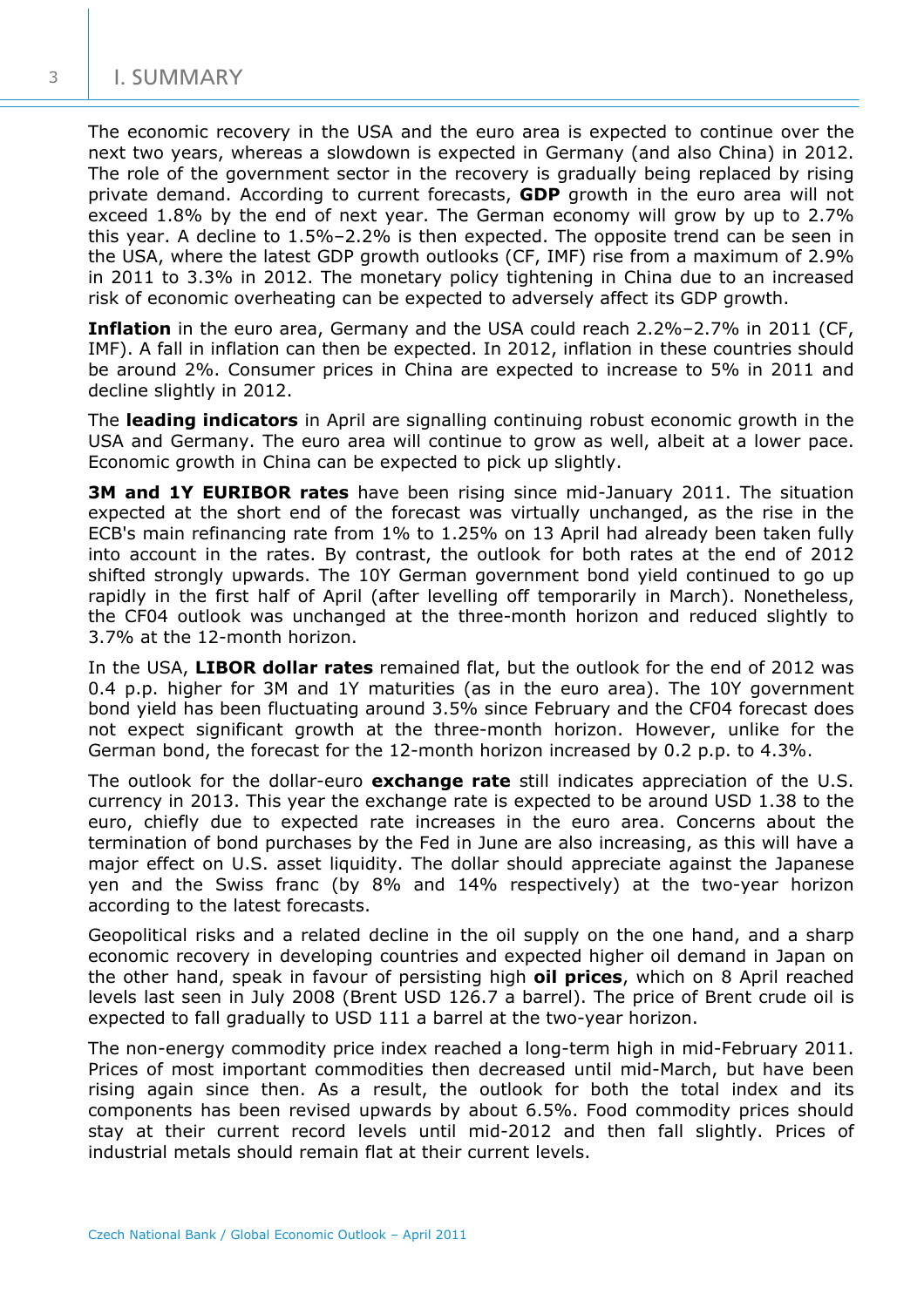# I. SUMMARY

The economic recovery in the USA and the euro area is expected to continue over the next two years, whereas a slowdown is expected in Germany (and also China) in 2012. The role of the government sector in the recovery is gradually being replaced by rising private demand. According to current forecasts, **GDP** growth in the euro area will not exceed 1.8% by the end of next year. The German economy will grow by up to 2.7% this year. A decline to 1.5%–2.2% is then expected. The opposite trend can be seen in the USA, where the latest GDP growth outlooks (CF, IMF) rise from a maximum of 2.9% in 2011 to 3.3% in 2012. The monetary policy tightening in China due to an increased risk of economic overheating can be expected to adversely affect its GDP growth.

**Inflation** in the euro area, Germany and the USA could reach 2.2%–2.7% in 2011 (CF, IMF). A fall in inflation can then be expected. In 2012, inflation in these countries should be around 2%. Consumer prices in China are expected to increase to 5% in 2011 and decline slightly in 2012.

The **leading indicators** in April are signalling continuing robust economic growth in the USA and Germany. The euro area will continue to grow as well, albeit at a lower pace. Economic growth in China can be expected to pick up slightly.

**3M and 1Y EURIBOR rates** have been rising since mid-January 2011. The situation expected at the short end of the forecast was virtually unchanged, as the rise in the ECB's main refinancing rate from 1% to 1.25% on 13 April had already been taken fully into account in the rates. By contrast, the outlook for both rates at the end of 2012 shifted strongly upwards. The 10Y German government bond yield continued to go up rapidly in the first half of April (after levelling off temporarily in March). Nonetheless, the CF04 outlook was unchanged at the three-month horizon and reduced slightly to 3.7% at the 12-month horizon.

In the USA, **LIBOR dollar rates** remained flat, but the outlook for the end of 2012 was 0.4 p.p. higher for 3M and 1Y maturities (as in the euro area). The 10Y government bond yield has been fluctuating around 3.5% since February and the CF04 forecast does not expect significant growth at the three-month horizon. However, unlike for the German bond, the forecast for the 12-month horizon increased by 0.2 p.p. to 4.3%.

The outlook for the dollar-euro **exchange rate** still indicates appreciation of the U.S. currency in 2013. This year the exchange rate is expected to be around USD 1.38 to the euro, chiefly due to expected rate increases in the euro area. Concerns about the termination of bond purchases by the Fed in June are also increasing, as this will have a major effect on U.S. asset liquidity. The dollar should appreciate against the Japanese yen and the Swiss franc (by 8% and 14% respectively) at the two-year horizon according to the latest forecasts.

Geopolitical risks and a related decline in the oil supply on the one hand, and a sharp economic recovery in developing countries and expected higher oil demand in Japan on the other hand, speak in favour of persisting high **oil prices**, which on 8 April reached levels last seen in July 2008 (Brent USD 126.7 a barrel). The price of Brent crude oil is expected to fall gradually to USD 111 a barrel at the two-year horizon.

The non-energy commodity price index reached a long-term high in mid-February 2011. Prices of most important commodities then decreased until mid-March, but have been rising again since then. As a result, the outlook for both the total index and its components has been revised upwards by about 6.5%. Food commodity prices should stay at their current record levels until mid-2012 and then fall slightly. Prices of industrial metals should remain flat at their current levels.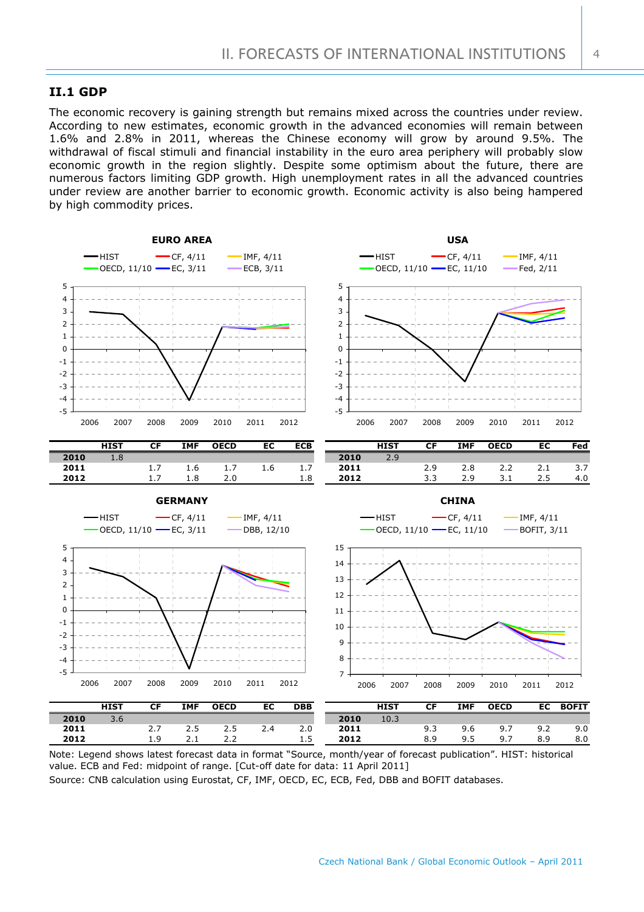## II.1 GDP

The economic recovery is gaining strength but remains mixed across the countries under review. According to new estimates, economic growth in the advanced economies will remain between 1.6% and 2.8% in 2011, whereas the Chinese economy will grow by around 9.5%. The withdrawal of fiscal stimuli and financial instability in the euro area periphery will probably slow economic growth in the region slightly. Despite some optimism about the future, there are numerous factors limiting GDP growth. High unemployment rates in all the advanced countries under review are another barrier to economic growth. Economic activity is also being hampered by high commodity prices.

**EURO AREA**

HIST; CF, 4/11; IMF, 4/11; OECD, 11/10; EC, 3/11; ECB, 3/11

| | HIST | CF | IMF | OECD | EC | ECB |
|---|---|---|---|---|---|---|
| **2010** | 1.8 | | | | | |
| **2011** | | 1.7 | 1.6 | 1.7 | 1.6 | 1.7 |
| **2012** | | 1.7 | 1.8 | 2.0 | | 1.8 |

**USA**

HIST; CF, 4/11; IMF, 4/11; OECD, 11/10; EC, 11/10; Fed, 2/11

| | HIST | CF | IMF | OECD | EC | Fed |
|---|---|---|---|---|---|---|
| **2010** | 2.9 | | | | | |
| **2011** | | 2.9 | 2.8 | 2.2 | 2.1 | 3.7 |
| **2012** | | 3.3 | 2.9 | 3.1 | 2.5 | 4.0 |

**GERMANY**

HIST; CF, 4/11; IMF, 4/11; OECD, 11/10; EC, 3/11; DBB, 12/10

| | HIST | CF | IMF | OECD | EC | DBB |
|---|---|---|---|---|---|---|
| **2010** | 3.6 | | | | | |
| **2011** | | 2.7 | 2.5 | 2.5 | 2.4 | 2.0 |
| **2012** | | 1.9 | 2.1 | 2.2 | | 1.5 |

**CHINA**

HIST; CF, 4/11; IMF, 4/11; OECD, 11/10; EC, 11/10; BOFIT, 3/11

| | HIST | CF | IMF | OECD | EC | BOFIT |
|---|---|---|---|---|---|---|
| **2010** | 10.3 | | | | | |
| **2011** | | 9.3 | 9.6 | 9.7 | 9.2 | 9.0 |
| **2012** | | 8.9 | 9.5 | 9.7 | 8.9 | 8.0 |

Note: Legend shows latest forecast data in format "Source, month/year of forecast publication". HIST: historical value. ECB and Fed: midpoint of range. [Cut-off date for data: 11 April 2011]

Source: CNB calculation using Eurostat, CF, IMF, OECD, EC, ECB, Fed, DBB and BOFIT databases.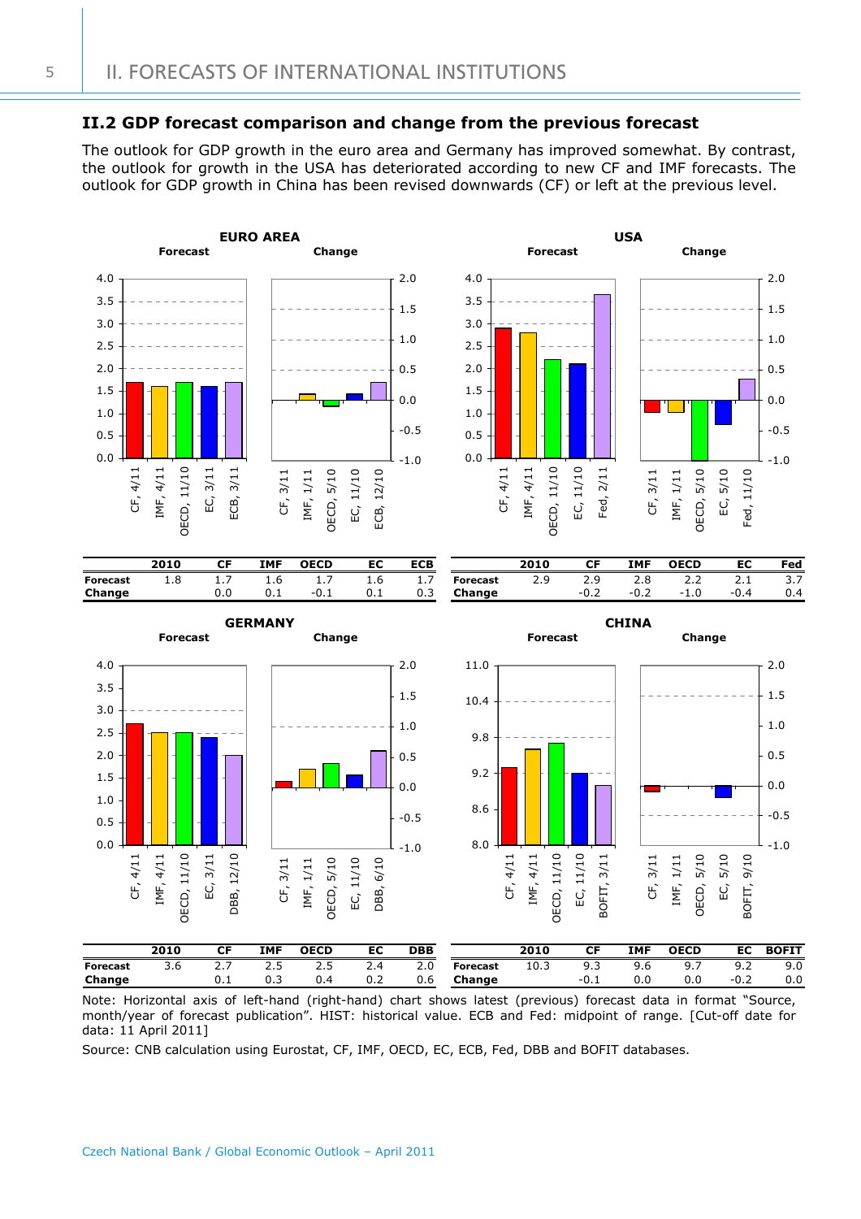## II.2 GDP forecast comparison and change from the previous forecast

The outlook for GDP growth in the euro area and Germany has improved somewhat. By contrast, the outlook for growth in the USA has deteriorated according to new CF and IMF forecasts. The outlook for GDP growth in China has been revised downwards (CF) or left at the previous level.

**EURO AREA**

| | 2010 | CF | IMF | OECD | EC | ECB |
|---|---|---|---|---|---|---|
| **Forecast** | 1.8 | 1.7 | 1.6 | 1.7 | 1.6 | 1.7 |
| **Change** | | 0.0 | 0.1 | -0.1 | 0.1 | 0.3 |

**USA**

| | 2010 | CF | IMF | OECD | EC | Fed |
|---|---|---|---|---|---|---|
| **Forecast** | 2.9 | 2.9 | 2.8 | 2.2 | 2.1 | 3.7 |
| **Change** | | -0.2 | -0.2 | -1.0 | -0.4 | 0.4 |

**GERMANY**

| | 2010 | CF | IMF | OECD | EC | DBB |
|---|---|---|---|---|---|---|
| **Forecast** | 3.6 | 2.7 | 2.5 | 2.5 | 2.4 | 2.0 |
| **Change** | | 0.1 | 0.3 | 0.4 | 0.2 | 0.6 |

**CHINA**

| | 2010 | CF | IMF | OECD | EC | BOFIT |
|---|---|---|---|---|---|---|
| **Forecast** | 10.3 | 9.3 | 9.6 | 9.7 | 9.2 | 9.0 |
| **Change** | | -0.1 | 0.0 | 0.0 | -0.2 | 0.0 |

Note: Horizontal axis of left-hand (right-hand) chart shows latest (previous) forecast data in format "Source, month/year of forecast publication". HIST: historical value. ECB and Fed: midpoint of range. [Cut-off date for data: 11 April 2011]

Source: CNB calculation using Eurostat, CF, IMF, OECD, EC, ECB, Fed, DBB and BOFIT databases.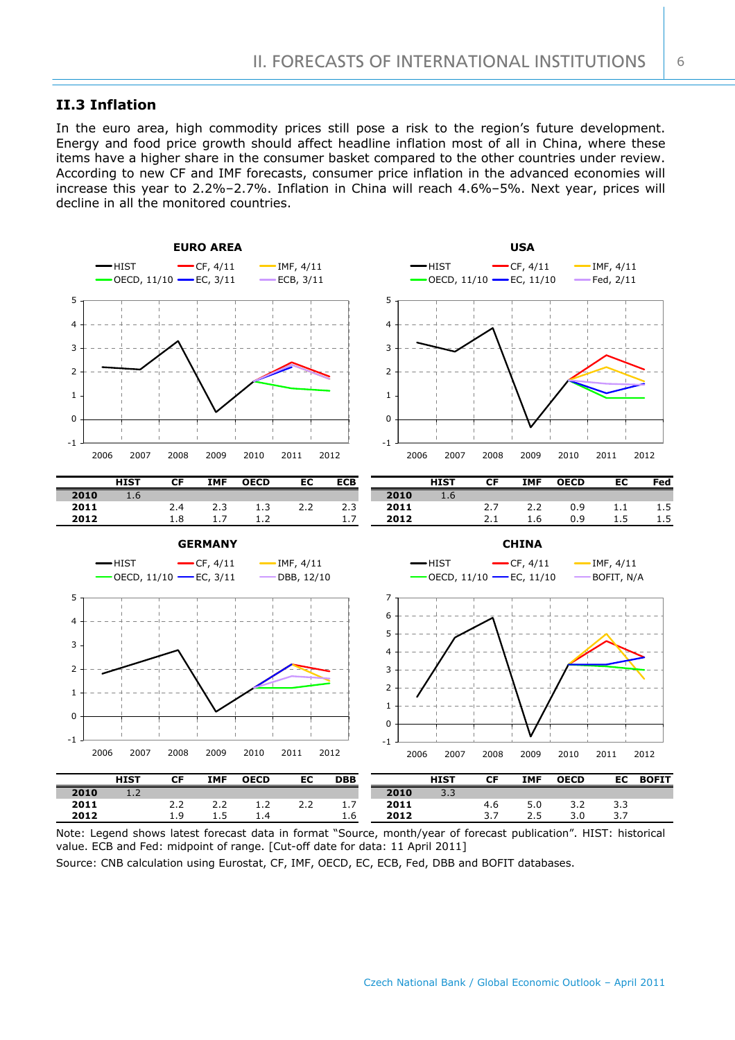## II.3 Inflation

In the euro area, high commodity prices still pose a risk to the region's future development. Energy and food price growth should affect headline inflation most of all in China, where these items have a higher share in the consumer basket compared to the other countries under review. According to new CF and IMF forecasts, consumer price inflation in the advanced economies will increase this year to 2.2%–2.7%. Inflation in China will reach 4.6%–5%. Next year, prices will decline in all the monitored countries.

**EURO AREA**

|  | HIST | CF | IMF | OECD | EC | ECB |
|---|---|---|---|---|---|---|
| **2010** | 1.6 |  |  |  |  |  |
| **2011** |  | 2.4 | 2.3 | 1.3 | 2.2 | 2.3 |
| **2012** |  | 1.8 | 1.7 | 1.2 |  | 1.7 |

**USA**

|  | HIST | CF | IMF | OECD | EC | Fed |
|---|---|---|---|---|---|---|
| **2010** | 1.6 |  |  |  |  |  |
| **2011** |  | 2.7 | 2.2 | 0.9 | 1.1 | 1.5 |
| **2012** |  | 2.1 | 1.6 | 0.9 | 1.5 | 1.5 |

**GERMANY**

|  | HIST | CF | IMF | OECD | EC | DBB |
|---|---|---|---|---|---|---|
| **2010** | 1.2 |  |  |  |  |  |
| **2011** |  | 2.2 | 2.2 | 1.2 | 2.2 | 1.7 |
| **2012** |  | 1.9 | 1.5 | 1.4 |  | 1.6 |

**CHINA**

|  | HIST | CF | IMF | OECD | EC | BOFIT |
|---|---|---|---|---|---|---|
| **2010** | 3.3 |  |  |  |  |  |
| **2011** |  | 4.6 | 5.0 | 3.2 | 3.3 |  |
| **2012** |  | 3.7 | 2.5 | 3.0 | 3.7 |  |

Note: Legend shows latest forecast data in format "Source, month/year of forecast publication". HIST: historical value. ECB and Fed: midpoint of range. [Cut-off date for data: 11 April 2011]

Source: CNB calculation using Eurostat, CF, IMF, OECD, EC, ECB, Fed, DBB and BOFIT databases.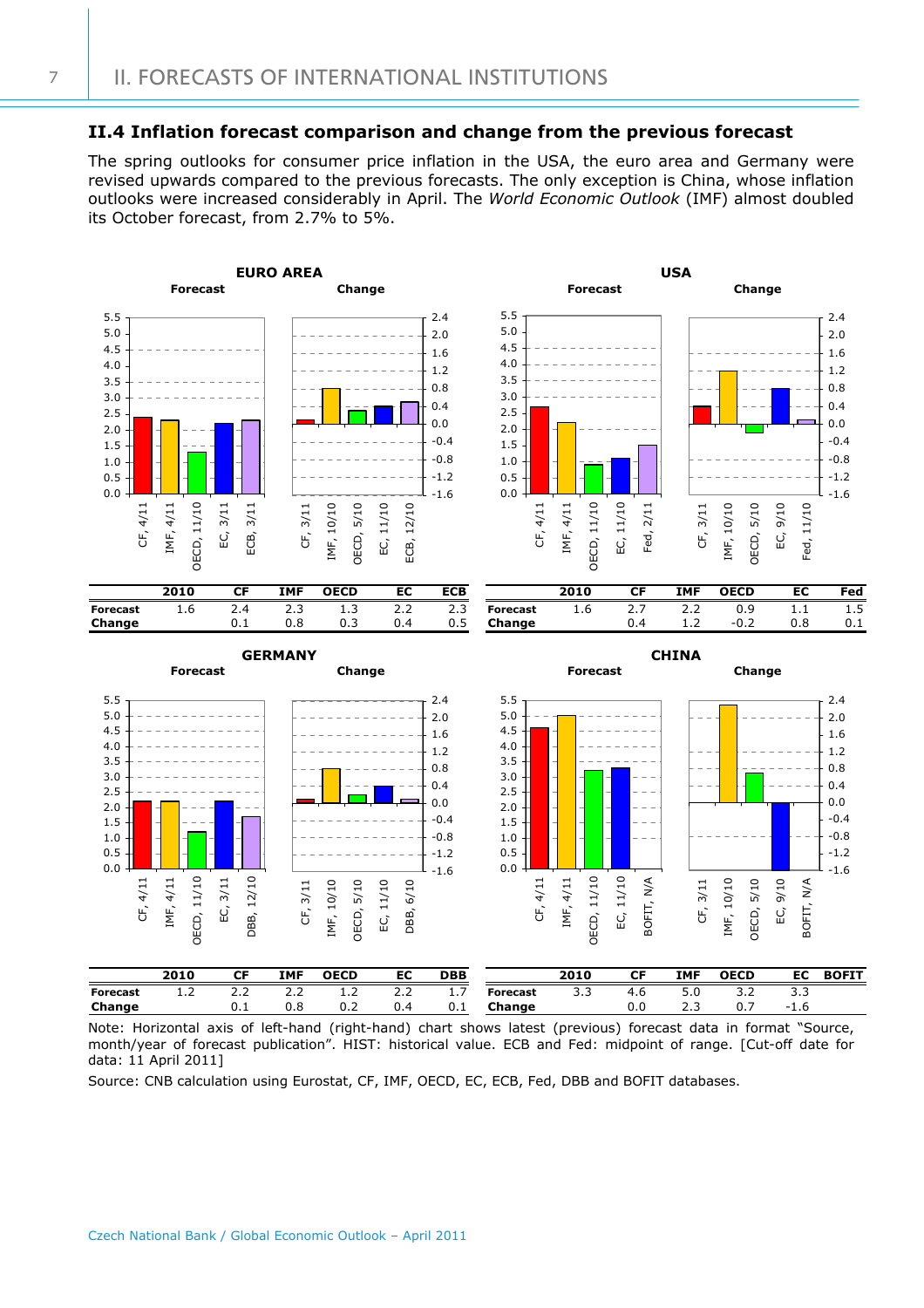## II.4 Inflation forecast comparison and change from the previous forecast

The spring outlooks for consumer price inflation in the USA, the euro area and Germany were revised upwards compared to the previous forecasts. The only exception is China, whose inflation outlooks were increased considerably in April. The *World Economic Outlook* (IMF) almost doubled its October forecast, from 2.7% to 5%.

**EURO AREA**

| | 2010 | CF | IMF | OECD | EC | ECB |
|---|---|---|---|---|---|---|
| **Forecast** | 1.6 | 2.4 | 2.3 | 1.3 | 2.2 | 2.3 |
| **Change** | | 0.1 | 0.8 | 0.3 | 0.4 | 0.5 |

**USA**

| | 2010 | CF | IMF | OECD | EC | Fed |
|---|---|---|---|---|---|---|
| **Forecast** | 1.6 | 2.7 | 2.2 | 0.9 | 1.1 | 1.5 |
| **Change** | | 0.4 | 1.2 | -0.2 | 0.8 | 0.1 |

**GERMANY**

| | 2010 | CF | IMF | OECD | EC | DBB |
|---|---|---|---|---|---|---|
| **Forecast** | 1.2 | 2.2 | 2.2 | 1.2 | 2.2 | 1.7 |
| **Change** | | 0.1 | 0.8 | 0.2 | 0.4 | 0.1 |

**CHINA**

| | 2010 | CF | IMF | OECD | EC | BOFIT |
|---|---|---|---|---|---|---|
| **Forecast** | 3.3 | 4.6 | 5.0 | 3.2 | 3.3 | |
| **Change** | | 0.0 | 2.3 | 0.7 | -1.6 | |

Note: Horizontal axis of left-hand (right-hand) chart shows latest (previous) forecast data in format "Source, month/year of forecast publication". HIST: historical value. ECB and Fed: midpoint of range. [Cut-off date for data: 11 April 2011]

Source: CNB calculation using Eurostat, CF, IMF, OECD, EC, ECB, Fed, DBB and BOFIT databases.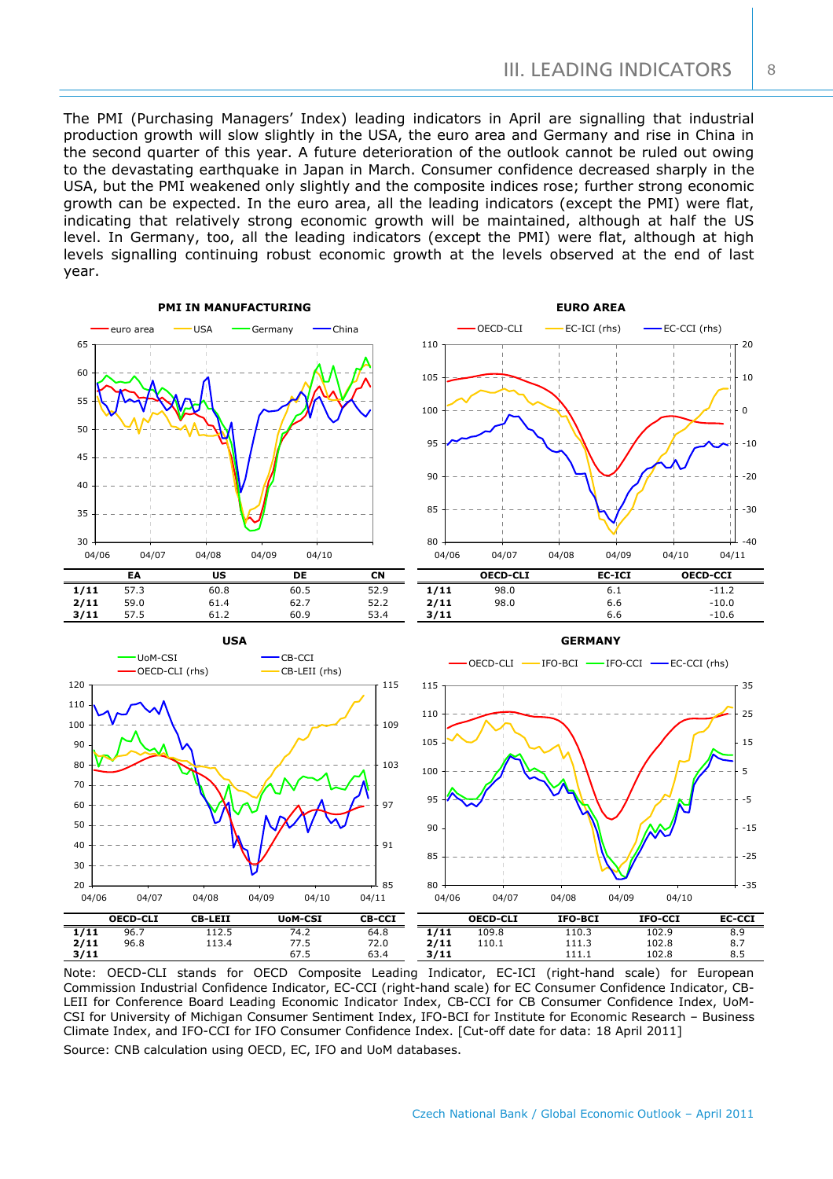## III. LEADING INDICATORS

The PMI (Purchasing Managers' Index) leading indicators in April are signalling that industrial production growth will slow slightly in the USA, the euro area and Germany and rise in China in the second quarter of this year. A future deterioration of the outlook cannot be ruled out owing to the devastating earthquake in Japan in March. Consumer confidence decreased sharply in the USA, but the PMI weakened only slightly and the composite indices rose; further strong economic growth can be expected. In the euro area, all the leading indicators (except the PMI) were flat, indicating that relatively strong economic growth will be maintained, although at half the US level. In Germany, too, all the leading indicators (except the PMI) were flat, although at high levels signalling continuing robust economic growth at the levels observed at the end of last year.

**PMI IN MANUFACTURING**

| | EA | US | DE | CN |
|---|---|---|---|---|
| 1/11 | 57.3 | 60.8 | 60.5 | 52.9 |
| 2/11 | 59.0 | 61.4 | 62.7 | 52.2 |
| 3/11 | 57.5 | 61.2 | 60.9 | 53.4 |

**EURO AREA**

| | OECD-CLI | EC-ICI | OECD-CCI |
|---|---|---|---|
| 1/11 | 98.0 | 6.1 | -11.2 |
| 2/11 | 98.0 | 6.6 | -10.0 |
| 3/11 | | 6.6 | -10.6 |

**USA**

| | OECD-CLI | CB-LEII | UoM-CSI | CB-CCI |
|---|---|---|---|---|
| 1/11 | 96.7 | 112.5 | 74.2 | 64.8 |
| 2/11 | 96.8 | 113.4 | 77.5 | 72.0 |
| 3/11 | | | 67.5 | 63.4 |

**GERMANY**

| | OECD-CLI | IFO-BCI | IFO-CCI | EC-CCI |
|---|---|---|---|---|
| 1/11 | 109.8 | 110.3 | 102.9 | 8.9 |
| 2/11 | 110.1 | 111.3 | 102.8 | 8.7 |
| 3/11 | | 111.1 | 102.8 | 8.5 |

Note: OECD-CLI stands for OECD Composite Leading Indicator, EC-ICI (right-hand scale) for European Commission Industrial Confidence Indicator, EC-CCI (right-hand scale) for EC Consumer Confidence Indicator, CB-LEII for Conference Board Leading Economic Indicator Index, CB-CCI for CB Consumer Confidence Index, UoM-CSI for University of Michigan Consumer Sentiment Index, IFO-BCI for Institute for Economic Research – Business Climate Index, and IFO-CCI for IFO Consumer Confidence Index. [Cut-off date for data: 18 April 2011]

Source: CNB calculation using OECD, EC, IFO and UoM databases.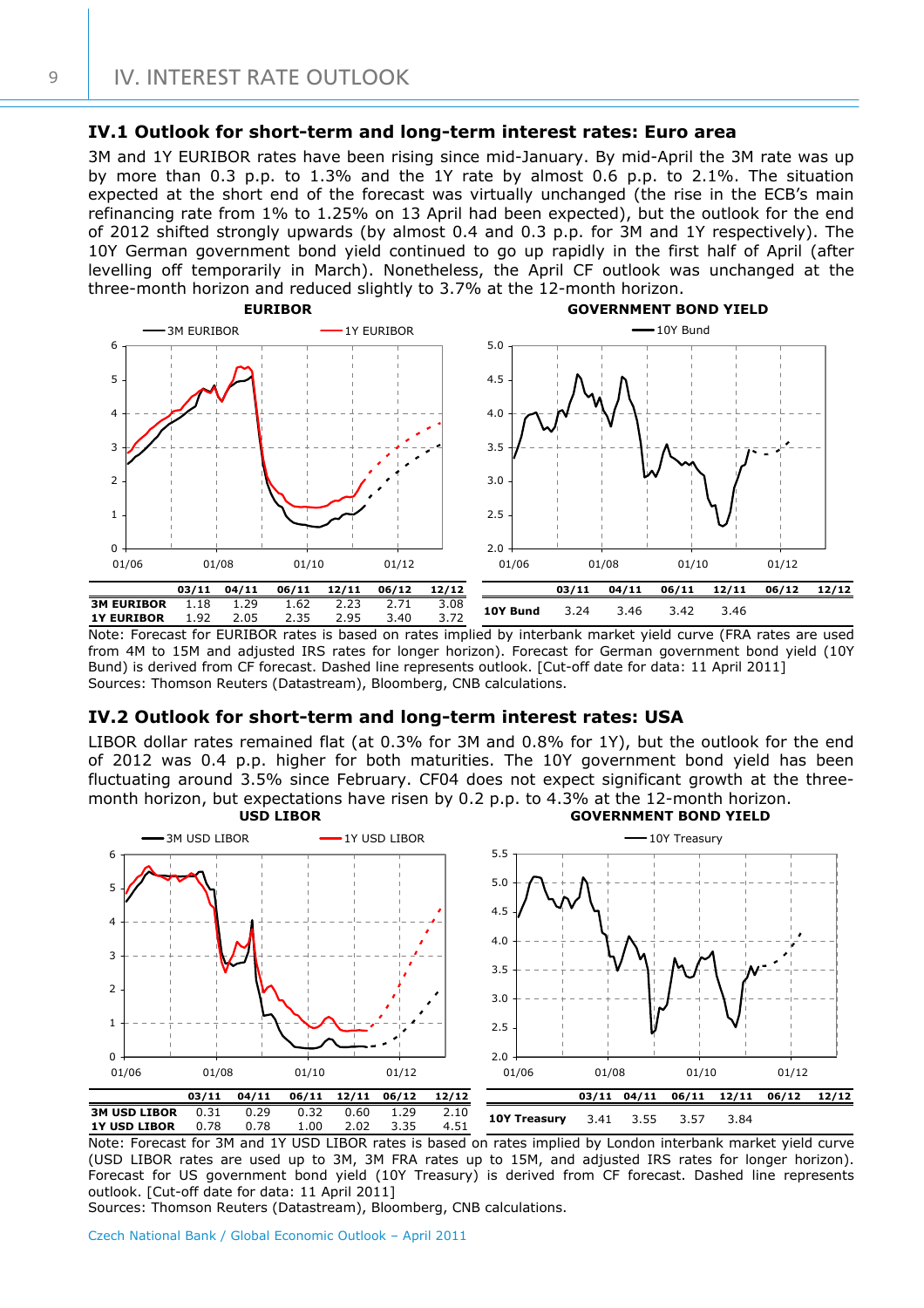# IV. INTEREST RATE OUTLOOK

## IV.1 Outlook for short-term and long-term interest rates: Euro area

3M and 1Y EURIBOR rates have been rising since mid-January. By mid-April the 3M rate was up by more than 0.3 p.p. to 1.3% and the 1Y rate by almost 0.6 p.p. to 2.1%. The situation expected at the short end of the forecast was virtually unchanged (the rise in the ECB's main refinancing rate from 1% to 1.25% on 13 April had been expected), but the outlook for the end of 2012 shifted strongly upwards (by almost 0.4 and 0.3 p.p. for 3M and 1Y respectively). The 10Y German government bond yield continued to go up rapidly in the first half of April (after levelling off temporarily in March). Nonetheless, the April CF outlook was unchanged at the three-month horizon and reduced slightly to 3.7% at the 12-month horizon.

**EURIBOR**

|  | 03/11 | 04/11 | 06/11 | 12/11 | 06/12 | 12/12 |
|---|---|---|---|---|---|---|
| **3M EURIBOR** | 1.18 | 1.29 | 1.62 | 2.23 | 2.71 | 3.08 |
| **1Y EURIBOR** | 1.92 | 2.05 | 2.35 | 2.95 | 3.40 | 3.72 |

**GOVERNMENT BOND YIELD**

|  | 03/11 | 04/11 | 06/11 | 12/11 | 06/12 | 12/12 |
|---|---|---|---|---|---|---|
| **10Y Bund** | 3.24 | 3.46 | 3.42 | 3.46 |  |  |

Note: Forecast for EURIBOR rates is based on rates implied by interbank market yield curve (FRA rates are used from 4M to 15M and adjusted IRS rates for longer horizon). Forecast for German government bond yield (10Y Bund) is derived from CF forecast. Dashed line represents outlook. [Cut-off date for data: 11 April 2011]
Sources: Thomson Reuters (Datastream), Bloomberg, CNB calculations.

## IV.2 Outlook for short-term and long-term interest rates: USA

LIBOR dollar rates remained flat (at 0.3% for 3M and 0.8% for 1Y), but the outlook for the end of 2012 was 0.4 p.p. higher for both maturities. The 10Y government bond yield has been fluctuating around 3.5% since February. CF04 does not expect significant growth at the three-month horizon, but expectations have risen by 0.2 p.p. to 4.3% at the 12-month horizon.

**USD LIBOR**

|  | 03/11 | 04/11 | 06/11 | 12/11 | 06/12 | 12/12 |
|---|---|---|---|---|---|---|
| **3M USD LIBOR** | 0.31 | 0.29 | 0.32 | 0.60 | 1.29 | 2.10 |
| **1Y USD LIBOR** | 0.78 | 0.78 | 1.00 | 2.02 | 3.35 | 4.51 |

**GOVERNMENT BOND YIELD**

|  | 03/11 | 04/11 | 06/11 | 12/11 | 06/12 | 12/12 |
|---|---|---|---|---|---|---|
| **10Y Treasury** | 3.41 | 3.55 | 3.57 | 3.84 |  |  |

Note: Forecast for 3M and 1Y USD LIBOR rates is based on rates implied by London interbank market yield curve (USD LIBOR rates are used up to 3M, 3M FRA rates up to 15M, and adjusted IRS rates for longer horizon). Forecast for US government bond yield (10Y Treasury) is derived from CF forecast. Dashed line represents outlook. [Cut-off date for data: 11 April 2011]
Sources: Thomson Reuters (Datastream), Bloomberg, CNB calculations.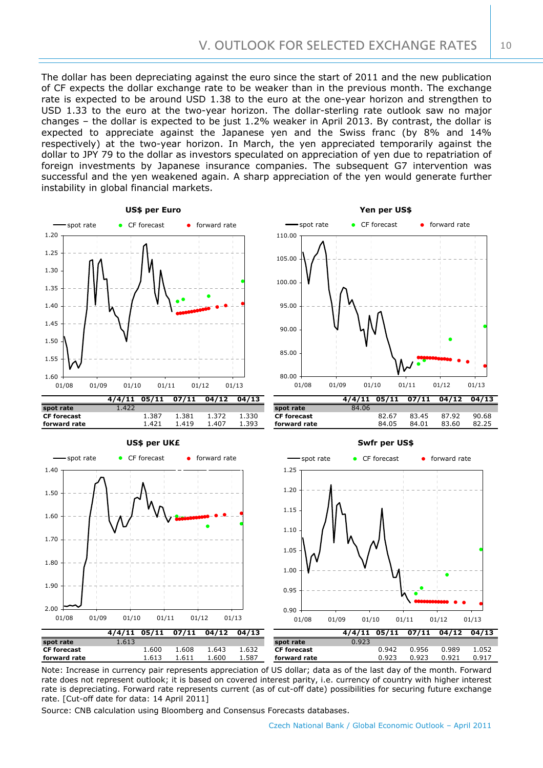## V. OUTLOOK FOR SELECTED EXCHANGE RATES

The dollar has been depreciating against the euro since the start of 2011 and the new publication of CF expects the dollar exchange rate to be weaker than in the previous month. The exchange rate is expected to be around USD 1.38 to the euro at the one-year horizon and strengthen to USD 1.33 to the euro at the two-year horizon. The dollar-sterling rate outlook saw no major changes – the dollar is expected to be just 1.2% weaker in April 2013. By contrast, the dollar is expected to appreciate against the Japanese yen and the Swiss franc (by 8% and 14% respectively) at the two-year horizon. In March, the yen appreciated temporarily against the dollar to JPY 79 to the dollar as investors speculated on appreciation of yen due to repatriation of foreign investments by Japanese insurance companies. The subsequent G7 intervention was successful and the yen weakened again. A sharp appreciation of the yen would generate further instability in global financial markets.

**US$ per Euro**

| | 4/4/11 | 05/11 | 07/11 | 04/12 | 04/13 |
|---|---|---|---|---|---|
| spot rate | 1.422 | | | | |
| CF forecast | | 1.387 | 1.381 | 1.372 | 1.330 |
| forward rate | | 1.421 | 1.419 | 1.407 | 1.393 |

**Yen per US$**

| | 4/4/11 | 05/11 | 07/11 | 04/12 | 04/13 |
|---|---|---|---|---|---|
| spot rate | 84.06 | | | | |
| CF forecast | | 82.67 | 83.45 | 87.92 | 90.68 |
| forward rate | | 84.05 | 84.01 | 83.60 | 82.25 |

**US$ per UK£**

| | 4/4/11 | 05/11 | 07/11 | 04/12 | 04/13 |
|---|---|---|---|---|---|
| spot rate | 1.613 | | | | |
| CF forecast | | 1.600 | 1.608 | 1.643 | 1.632 |
| forward rate | | 1.613 | 1.611 | 1.600 | 1.587 |

**Swfr per US$**

| | 4/4/11 | 05/11 | 07/11 | 04/12 | 04/13 |
|---|---|---|---|---|---|
| spot rate | 0.923 | | | | |
| CF forecast | | 0.942 | 0.956 | 0.989 | 1.052 |
| forward rate | | 0.923 | 0.923 | 0.921 | 0.917 |

Note: Increase in currency pair represents appreciation of US dollar; data as of the last day of the month. Forward rate does not represent outlook; it is based on covered interest parity, i.e. currency of country with higher interest rate is depreciating. Forward rate represents current (as of cut-off date) possibilities for securing future exchange rate. [Cut-off date for data: 14 April 2011]

Source: CNB calculation using Bloomberg and Consensus Forecasts databases.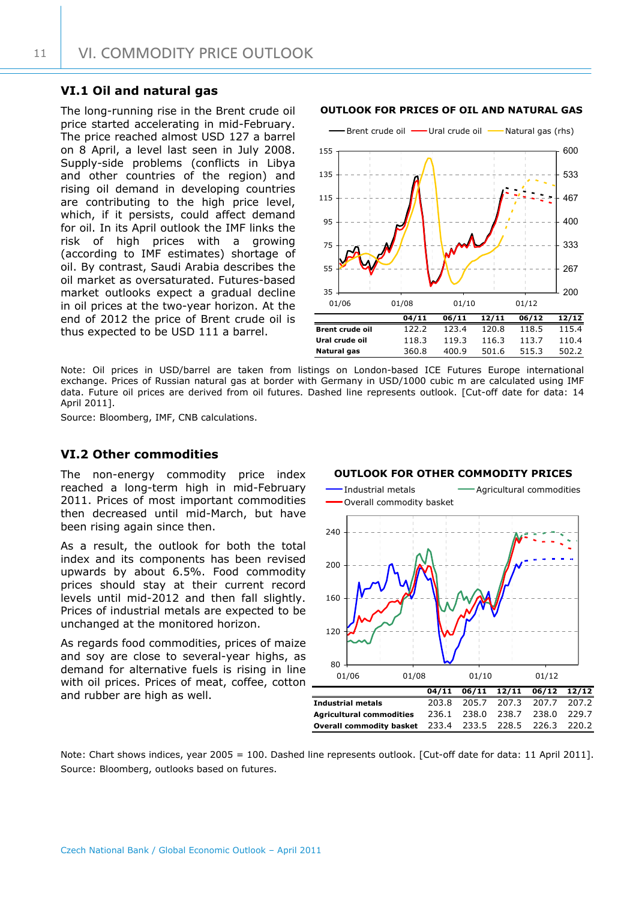# VI. COMMODITY PRICE OUTLOOK

## VI.1 Oil and natural gas

The long-running rise in the Brent crude oil price started accelerating in mid-February. The price reached almost USD 127 a barrel on 8 April, a level last seen in July 2008. Supply-side problems (conflicts in Libya and other countries of the region) and rising oil demand in developing countries are contributing to the high price level, which, if it persists, could affect demand for oil. In its April outlook the IMF links the risk of high prices with a growing (according to IMF estimates) shortage of oil. By contrast, Saudi Arabia describes the oil market as oversaturated. Futures-based market outlooks expect a gradual decline in oil prices at the two-year horizon. At the end of 2012 the price of Brent crude oil is thus expected to be USD 111 a barrel.

**OUTLOOK FOR PRICES OF OIL AND NATURAL GAS**

| | 04/11 | 06/11 | 12/11 | 06/12 | 12/12 |
|---|---|---|---|---|---|
| **Brent crude oil** | 122.2 | 123.4 | 120.8 | 118.5 | 115.4 |
| **Ural crude oil** | 118.3 | 119.3 | 116.3 | 113.7 | 110.4 |
| **Natural gas** | 360.8 | 400.9 | 501.6 | 515.3 | 502.2 |

Note: Oil prices in USD/barrel are taken from listings on London-based ICE Futures Europe international exchange. Prices of Russian natural gas at border with Germany in USD/1000 cubic m are calculated using IMF data. Future oil prices are derived from oil futures. Dashed line represents outlook. [Cut-off date for data: 14 April 2011].

Source: Bloomberg, IMF, CNB calculations.

## VI.2 Other commodities

The non-energy commodity price index reached a long-term high in mid-February 2011. Prices of most important commodities then decreased until mid-March, but have been rising again since then.

As a result, the outlook for both the total index and its components has been revised upwards by about 6.5%. Food commodity prices should stay at their current record levels until mid-2012 and then fall slightly. Prices of industrial metals are expected to be unchanged at the monitored horizon.

As regards food commodities, prices of maize and soy are close to several-year highs, as demand for alternative fuels is rising in line with oil prices. Prices of meat, coffee, cotton and rubber are high as well.

**OUTLOOK FOR OTHER COMMODITY PRICES**

| | 04/11 | 06/11 | 12/11 | 06/12 | 12/12 |
|---|---|---|---|---|---|
| **Industrial metals** | 203.8 | 205.7 | 207.3 | 207.7 | 207.2 |
| **Agricultural commodities** | 236.1 | 238.0 | 238.7 | 238.0 | 229.7 |
| **Overall commodity basket** | 233.4 | 233.5 | 228.5 | 226.3 | 220.2 |

Note: Chart shows indices, year 2005 = 100. Dashed line represents outlook. [Cut-off date for data: 11 April 2011].

Source: Bloomberg, outlooks based on futures.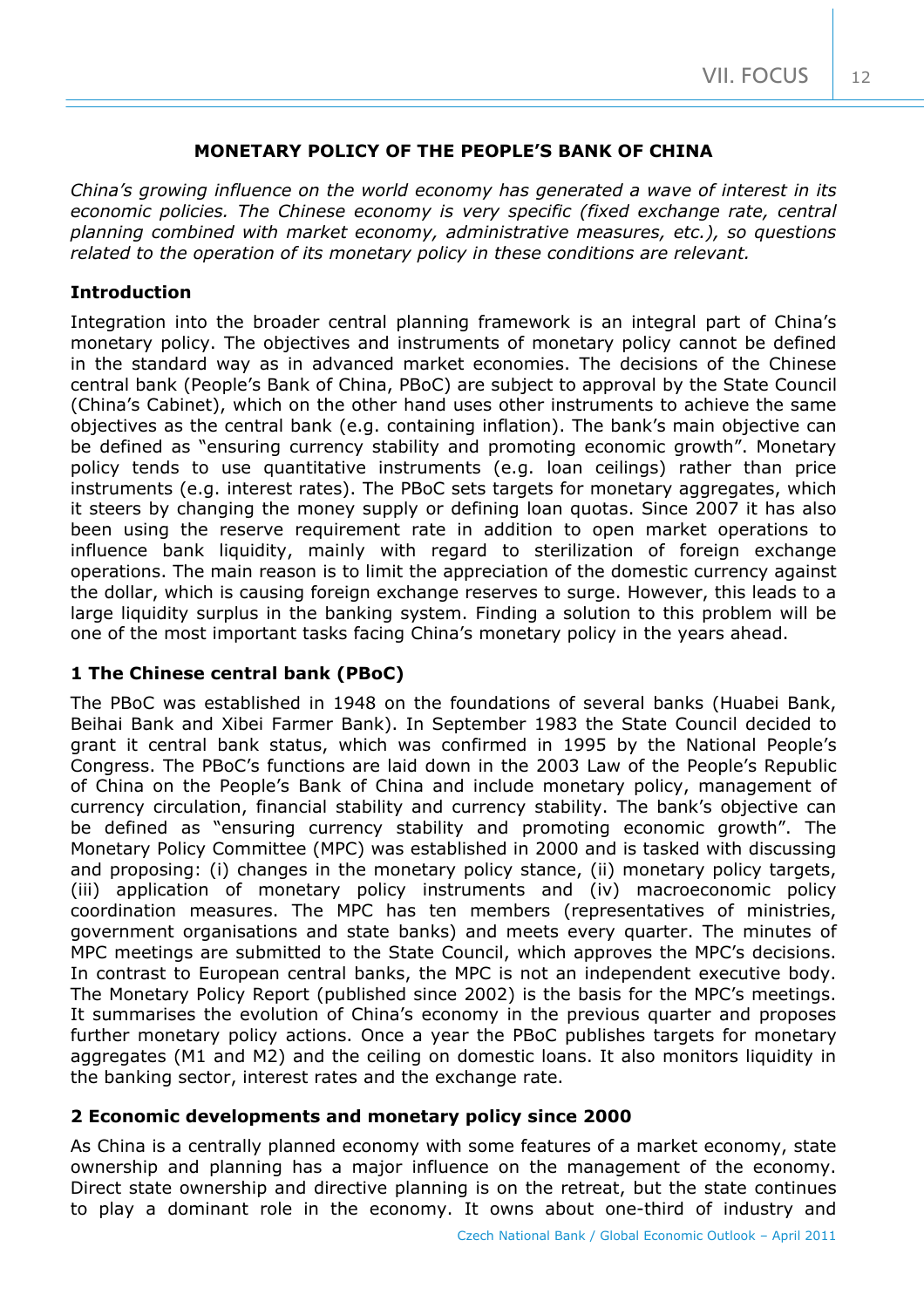## MONETARY POLICY OF THE PEOPLE'S BANK OF CHINA

*China's growing influence on the world economy has generated a wave of interest in its economic policies. The Chinese economy is very specific (fixed exchange rate, central planning combined with market economy, administrative measures, etc.), so questions related to the operation of its monetary policy in these conditions are relevant.*

### Introduction

Integration into the broader central planning framework is an integral part of China's monetary policy. The objectives and instruments of monetary policy cannot be defined in the standard way as in advanced market economies. The decisions of the Chinese central bank (People's Bank of China, PBoC) are subject to approval by the State Council (China's Cabinet), which on the other hand uses other instruments to achieve the same objectives as the central bank (e.g. containing inflation). The bank's main objective can be defined as "ensuring currency stability and promoting economic growth". Monetary policy tends to use quantitative instruments (e.g. loan ceilings) rather than price instruments (e.g. interest rates). The PBoC sets targets for monetary aggregates, which it steers by changing the money supply or defining loan quotas. Since 2007 it has also been using the reserve requirement rate in addition to open market operations to influence bank liquidity, mainly with regard to sterilization of foreign exchange operations. The main reason is to limit the appreciation of the domestic currency against the dollar, which is causing foreign exchange reserves to surge. However, this leads to a large liquidity surplus in the banking system. Finding a solution to this problem will be one of the most important tasks facing China's monetary policy in the years ahead.

### 1 The Chinese central bank (PBoC)

The PBoC was established in 1948 on the foundations of several banks (Huabei Bank, Beihai Bank and Xibei Farmer Bank). In September 1983 the State Council decided to grant it central bank status, which was confirmed in 1995 by the National People's Congress. The PBoC's functions are laid down in the 2003 Law of the People's Republic of China on the People's Bank of China and include monetary policy, management of currency circulation, financial stability and currency stability. The bank's objective can be defined as "ensuring currency stability and promoting economic growth". The Monetary Policy Committee (MPC) was established in 2000 and is tasked with discussing and proposing: (i) changes in the monetary policy stance, (ii) monetary policy targets, (iii) application of monetary policy instruments and (iv) macroeconomic policy coordination measures. The MPC has ten members (representatives of ministries, government organisations and state banks) and meets every quarter. The minutes of MPC meetings are submitted to the State Council, which approves the MPC's decisions. In contrast to European central banks, the MPC is not an independent executive body. The Monetary Policy Report (published since 2002) is the basis for the MPC's meetings. It summarises the evolution of China's economy in the previous quarter and proposes further monetary policy actions. Once a year the PBoC publishes targets for monetary aggregates (M1 and M2) and the ceiling on domestic loans. It also monitors liquidity in the banking sector, interest rates and the exchange rate.

### 2 Economic developments and monetary policy since 2000

As China is a centrally planned economy with some features of a market economy, state ownership and planning has a major influence on the management of the economy. Direct state ownership and directive planning is on the retreat, but the state continues to play a dominant role in the economy. It owns about one-third of industry and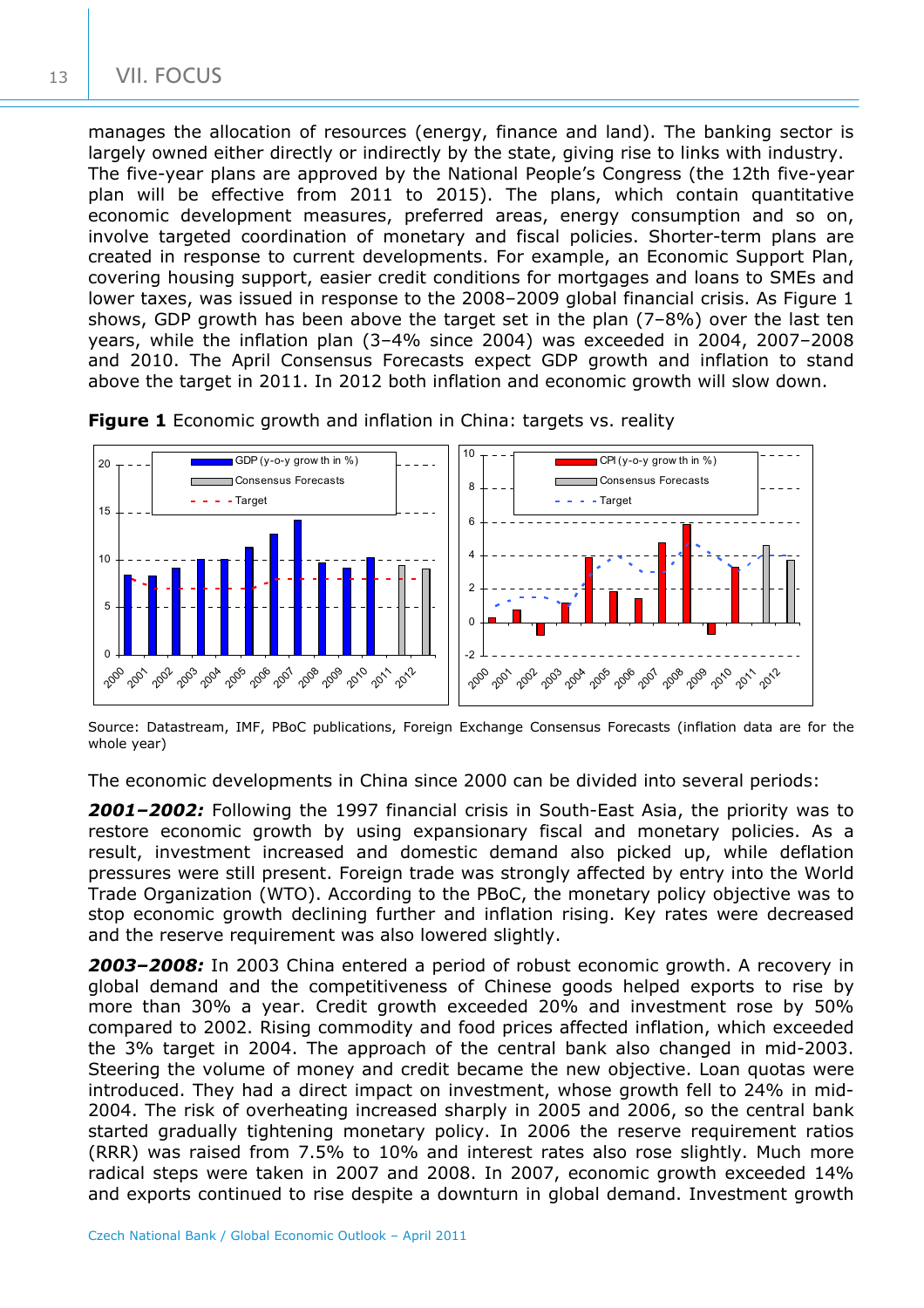manages the allocation of resources (energy, finance and land). The banking sector is largely owned either directly or indirectly by the state, giving rise to links with industry. The five-year plans are approved by the National People's Congress (the 12th five-year plan will be effective from 2011 to 2015). The plans, which contain quantitative economic development measures, preferred areas, energy consumption and so on, involve targeted coordination of monetary and fiscal policies. Shorter-term plans are created in response to current developments. For example, an Economic Support Plan, covering housing support, easier credit conditions for mortgages and loans to SMEs and lower taxes, was issued in response to the 2008–2009 global financial crisis. As Figure 1 shows, GDP growth has been above the target set in the plan (7–8%) over the last ten years, while the inflation plan (3–4% since 2004) was exceeded in 2004, 2007–2008 and 2010. The April Consensus Forecasts expect GDP growth and inflation to stand above the target in 2011. In 2012 both inflation and economic growth will slow down.

**Figure 1** Economic growth and inflation in China: targets vs. reality

Source: Datastream, IMF, PBoC publications, Foreign Exchange Consensus Forecasts (inflation data are for the whole year)

The economic developments in China since 2000 can be divided into several periods:

***2001–2002:*** Following the 1997 financial crisis in South-East Asia, the priority was to restore economic growth by using expansionary fiscal and monetary policies. As a result, investment increased and domestic demand also picked up, while deflation pressures were still present. Foreign trade was strongly affected by entry into the World Trade Organization (WTO). According to the PBoC, the monetary policy objective was to stop economic growth declining further and inflation rising. Key rates were decreased and the reserve requirement was also lowered slightly.

***2003–2008:*** In 2003 China entered a period of robust economic growth. A recovery in global demand and the competitiveness of Chinese goods helped exports to rise by more than 30% a year. Credit growth exceeded 20% and investment rose by 50% compared to 2002. Rising commodity and food prices affected inflation, which exceeded the 3% target in 2004. The approach of the central bank also changed in mid-2003. Steering the volume of money and credit became the new objective. Loan quotas were introduced. They had a direct impact on investment, whose growth fell to 24% in mid-2004. The risk of overheating increased sharply in 2005 and 2006, so the central bank started gradually tightening monetary policy. In 2006 the reserve requirement ratios (RRR) was raised from 7.5% to 10% and interest rates also rose slightly. Much more radical steps were taken in 2007 and 2008. In 2007, economic growth exceeded 14% and exports continued to rise despite a downturn in global demand. Investment growth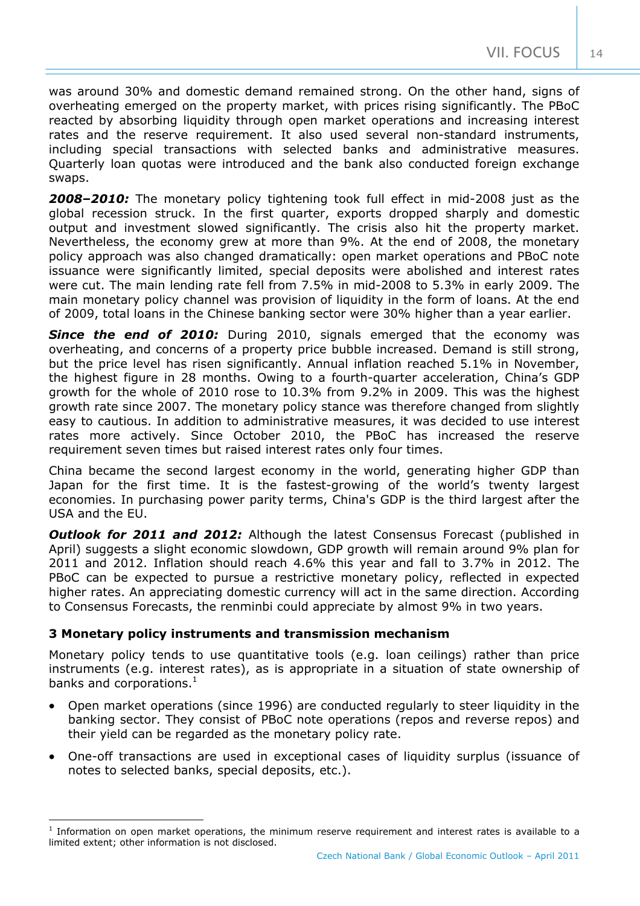was around 30% and domestic demand remained strong. On the other hand, signs of overheating emerged on the property market, with prices rising significantly. The PBoC reacted by absorbing liquidity through open market operations and increasing interest rates and the reserve requirement. It also used several non-standard instruments, including special transactions with selected banks and administrative measures. Quarterly loan quotas were introduced and the bank also conducted foreign exchange swaps.

***2008–2010:*** The monetary policy tightening took full effect in mid-2008 just as the global recession struck. In the first quarter, exports dropped sharply and domestic output and investment slowed significantly. The crisis also hit the property market. Nevertheless, the economy grew at more than 9%. At the end of 2008, the monetary policy approach was also changed dramatically: open market operations and PBoC note issuance were significantly limited, special deposits were abolished and interest rates were cut. The main lending rate fell from 7.5% in mid-2008 to 5.3% in early 2009. The main monetary policy channel was provision of liquidity in the form of loans. At the end of 2009, total loans in the Chinese banking sector were 30% higher than a year earlier.

***Since the end of 2010:*** During 2010, signals emerged that the economy was overheating, and concerns of a property price bubble increased. Demand is still strong, but the price level has risen significantly. Annual inflation reached 5.1% in November, the highest figure in 28 months. Owing to a fourth-quarter acceleration, China's GDP growth for the whole of 2010 rose to 10.3% from 9.2% in 2009. This was the highest growth rate since 2007. The monetary policy stance was therefore changed from slightly easy to cautious. In addition to administrative measures, it was decided to use interest rates more actively. Since October 2010, the PBoC has increased the reserve requirement seven times but raised interest rates only four times.

China became the second largest economy in the world, generating higher GDP than Japan for the first time. It is the fastest-growing of the world's twenty largest economies. In purchasing power parity terms, China's GDP is the third largest after the USA and the EU.

***Outlook for 2011 and 2012:*** Although the latest Consensus Forecast (published in April) suggests a slight economic slowdown, GDP growth will remain around 9% plan for 2011 and 2012. Inflation should reach 4.6% this year and fall to 3.7% in 2012. The PBoC can be expected to pursue a restrictive monetary policy, reflected in expected higher rates. An appreciating domestic currency will act in the same direction. According to Consensus Forecasts, the renminbi could appreciate by almost 9% in two years.

### 3 Monetary policy instruments and transmission mechanism

Monetary policy tends to use quantitative tools (e.g. loan ceilings) rather than price instruments (e.g. interest rates), as is appropriate in a situation of state ownership of banks and corporations.[1]

- Open market operations (since 1996) are conducted regularly to steer liquidity in the banking sector. They consist of PBoC note operations (repos and reverse repos) and their yield can be regarded as the monetary policy rate.
- One-off transactions are used in exceptional cases of liquidity surplus (issuance of notes to selected banks, special deposits, etc.).

[1] Information on open market operations, the minimum reserve requirement and interest rates is available to a limited extent; other information is not disclosed.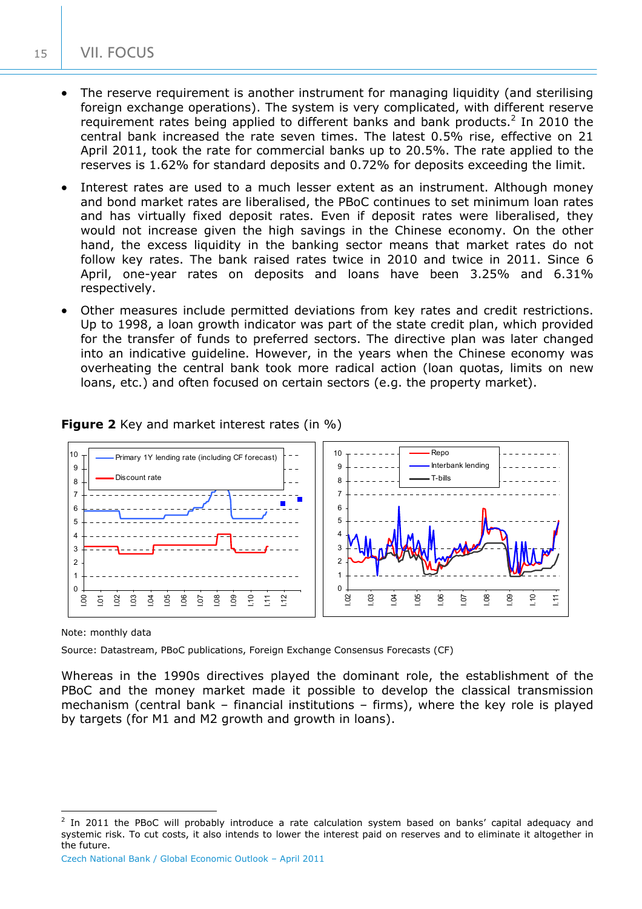- The reserve requirement is another instrument for managing liquidity (and sterilising foreign exchange operations). The system is very complicated, with different reserve requirement rates being applied to different banks and bank products.[2] In 2010 the central bank increased the rate seven times. The latest 0.5% rise, effective on 21 April 2011, took the rate for commercial banks up to 20.5%. The rate applied to the reserves is 1.62% for standard deposits and 0.72% for deposits exceeding the limit.
- Interest rates are used to a much lesser extent as an instrument. Although money and bond market rates are liberalised, the PBoC continues to set minimum loan rates and has virtually fixed deposit rates. Even if deposit rates were liberalised, they would not increase given the high savings in the Chinese economy. On the other hand, the excess liquidity in the banking sector means that market rates do not follow key rates. The bank raised rates twice in 2010 and twice in 2011. Since 6 April, one-year rates on deposits and loans have been 3.25% and 6.31% respectively.
- Other measures include permitted deviations from key rates and credit restrictions. Up to 1998, a loan growth indicator was part of the state credit plan, which provided for the transfer of funds to preferred sectors. The directive plan was later changed into an indicative guideline. However, in the years when the Chinese economy was overheating the central bank took more radical action (loan quotas, limits on new loans, etc.) and often focused on certain sectors (e.g. the property market).

**Figure 2** Key and market interest rates (in %)

Note: monthly data

Source: Datastream, PBoC publications, Foreign Exchange Consensus Forecasts (CF)

Whereas in the 1990s directives played the dominant role, the establishment of the PBoC and the money market made it possible to develop the classical transmission mechanism (central bank – financial institutions – firms), where the key role is played by targets (for M1 and M2 growth and growth in loans).

[2] In 2011 the PBoC will probably introduce a rate calculation system based on banks' capital adequacy and systemic risk. To cut costs, it also intends to lower the interest paid on reserves and to eliminate it altogether in the future.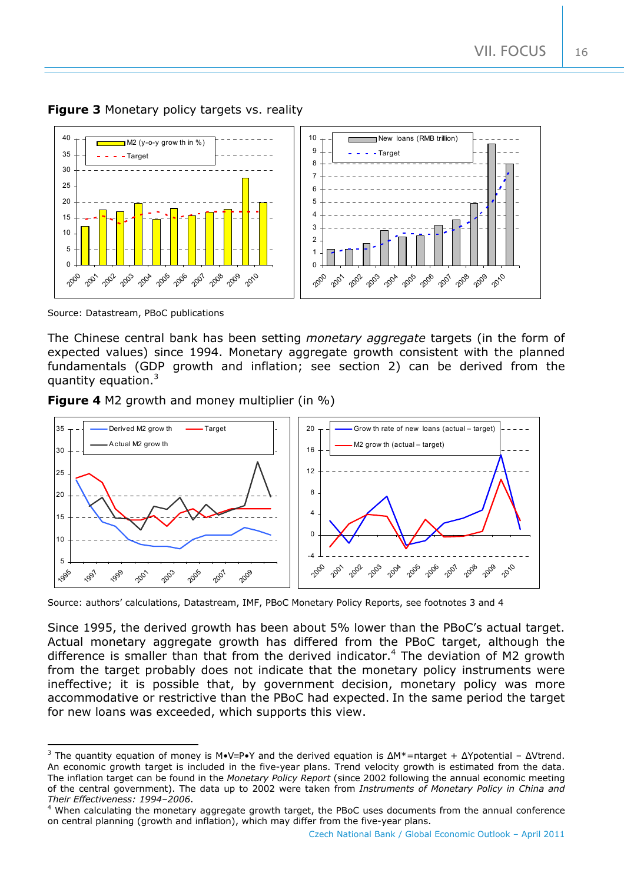**Figure 3** Monetary policy targets vs. reality

Source: Datastream, PBoC publications

The Chinese central bank has been setting *monetary aggregate* targets (in the form of expected values) since 1994. Monetary aggregate growth consistent with the planned fundamentals (GDP growth and inflation; see section 2) can be derived from the quantity equation.[3]

**Figure 4** M2 growth and money multiplier (in %)

Source: authors' calculations, Datastream, IMF, PBoC Monetary Policy Reports, see footnotes 3 and 4

Since 1995, the derived growth has been about 5% lower than the PBoC's actual target. Actual monetary aggregate growth has differed from the PBoC target, although the difference is smaller than that from the derived indicator.[4] The deviation of M2 growth from the target probably does not indicate that the monetary policy instruments were ineffective; it is possible that, by government decision, monetary policy was more accommodative or restrictive than the PBoC had expected. In the same period the target for new loans was exceeded, which supports this view.

---

[3] The quantity equation of money is $M \bullet V \equiv P \bullet Y$ and the derived equation is $\Delta M^* = \pi target + \Delta Ypotential - \Delta Vtrend$. An economic growth target is included in the five-year plans. Trend velocity growth is estimated from the data. The inflation target can be found in the *Monetary Policy Report* (since 2002 following the annual economic meeting of the central government). The data up to 2002 were taken from *Instruments of Monetary Policy in China and Their Effectiveness: 1994–2006*.

[4] When calculating the monetary aggregate growth target, the PBoC uses documents from the annual conference on central planning (growth and inflation), which may differ from the five-year plans.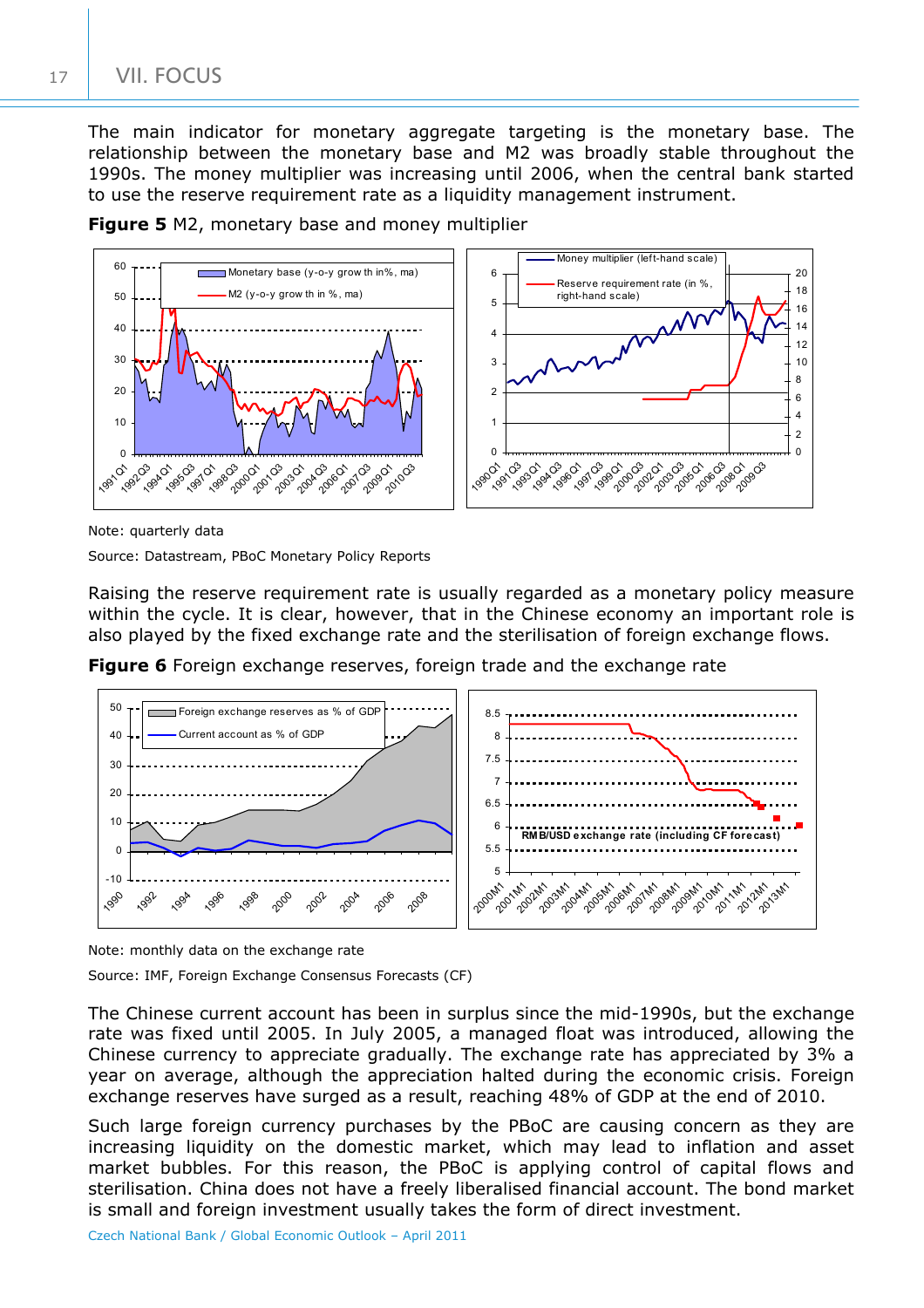The main indicator for monetary aggregate targeting is the monetary base. The relationship between the monetary base and M2 was broadly stable throughout the 1990s. The money multiplier was increasing until 2006, when the central bank started to use the reserve requirement rate as a liquidity management instrument.

**Figure 5** M2, monetary base and money multiplier

Note: quarterly data

Source: Datastream, PBoC Monetary Policy Reports

Raising the reserve requirement rate is usually regarded as a monetary policy measure within the cycle. It is clear, however, that in the Chinese economy an important role is also played by the fixed exchange rate and the sterilisation of foreign exchange flows.

**Figure 6** Foreign exchange reserves, foreign trade and the exchange rate

Note: monthly data on the exchange rate

Source: IMF, Foreign Exchange Consensus Forecasts (CF)

The Chinese current account has been in surplus since the mid-1990s, but the exchange rate was fixed until 2005. In July 2005, a managed float was introduced, allowing the Chinese currency to appreciate gradually. The exchange rate has appreciated by 3% a year on average, although the appreciation halted during the economic crisis. Foreign exchange reserves have surged as a result, reaching 48% of GDP at the end of 2010.

Such large foreign currency purchases by the PBoC are causing concern as they are increasing liquidity on the domestic market, which may lead to inflation and asset market bubbles. For this reason, the PBoC is applying control of capital flows and sterilisation. China does not have a freely liberalised financial account. The bond market is small and foreign investment usually takes the form of direct investment.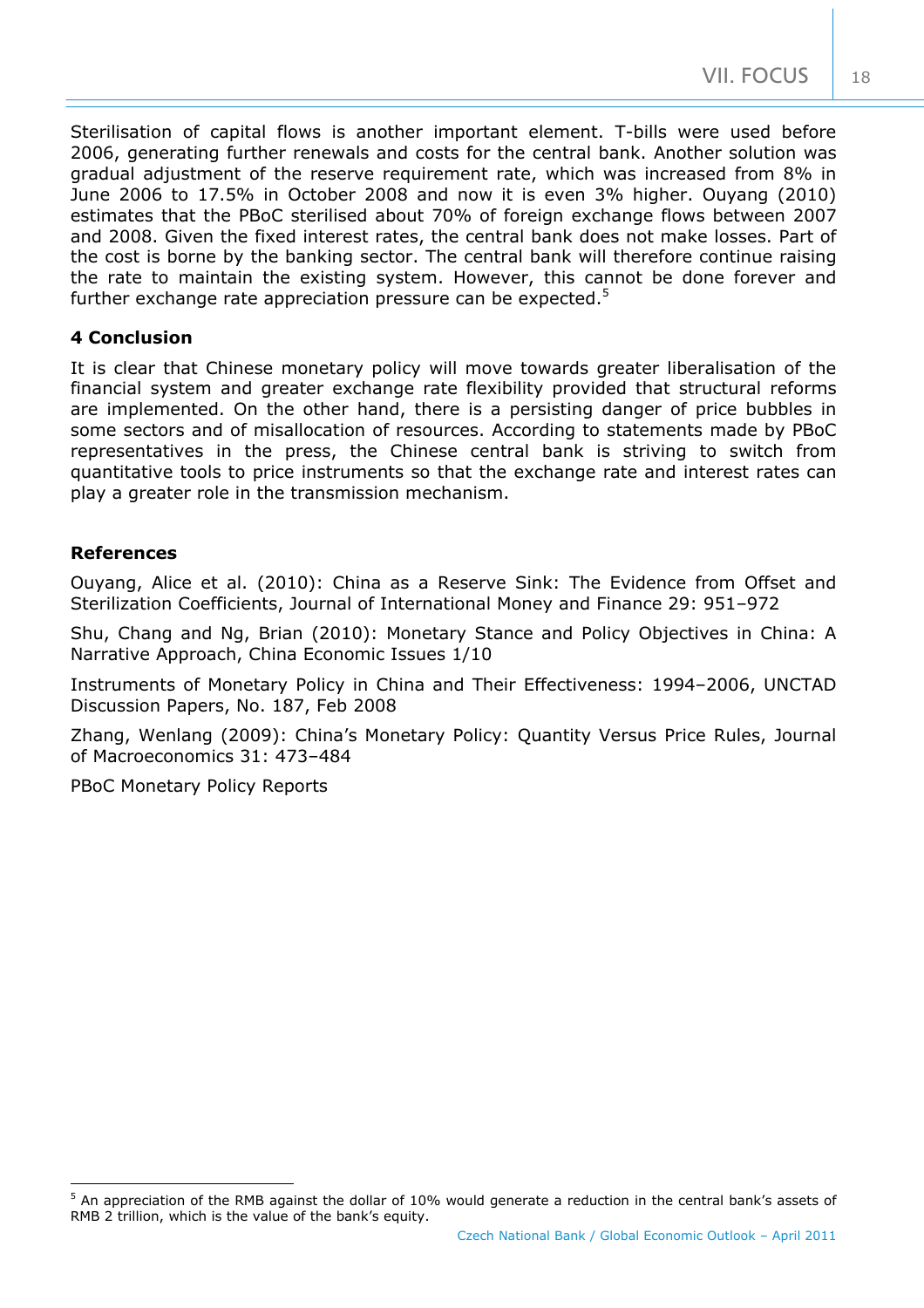Sterilisation of capital flows is another important element. T-bills were used before 2006, generating further renewals and costs for the central bank. Another solution was gradual adjustment of the reserve requirement rate, which was increased from 8% in June 2006 to 17.5% in October 2008 and now it is even 3% higher. Ouyang (2010) estimates that the PBoC sterilised about 70% of foreign exchange flows between 2007 and 2008. Given the fixed interest rates, the central bank does not make losses. Part of the cost is borne by the banking sector. The central bank will therefore continue raising the rate to maintain the existing system. However, this cannot be done forever and further exchange rate appreciation pressure can be expected.[5]

### 4 Conclusion

It is clear that Chinese monetary policy will move towards greater liberalisation of the financial system and greater exchange rate flexibility provided that structural reforms are implemented. On the other hand, there is a persisting danger of price bubbles in some sectors and of misallocation of resources. According to statements made by PBoC representatives in the press, the Chinese central bank is striving to switch from quantitative tools to price instruments so that the exchange rate and interest rates can play a greater role in the transmission mechanism.

### References

Ouyang, Alice et al. (2010): China as a Reserve Sink: The Evidence from Offset and Sterilization Coefficients, Journal of International Money and Finance 29: 951–972

Shu, Chang and Ng, Brian (2010): Monetary Stance and Policy Objectives in China: A Narrative Approach, China Economic Issues 1/10

Instruments of Monetary Policy in China and Their Effectiveness: 1994–2006, UNCTAD Discussion Papers, No. 187, Feb 2008

Zhang, Wenlang (2009): China's Monetary Policy: Quantity Versus Price Rules, Journal of Macroeconomics 31: 473–484

PBoC Monetary Policy Reports

---

[5] An appreciation of the RMB against the dollar of 10% would generate a reduction in the central bank's assets of RMB 2 trillion, which is the value of the bank's equity.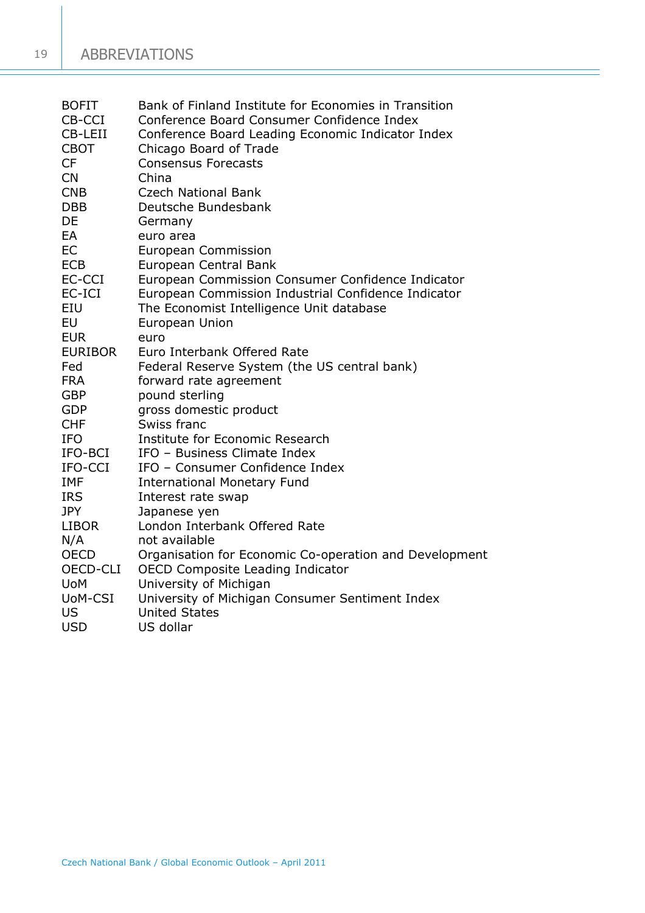# ABBREVIATIONS

| | |
|---|---|
| BOFIT | Bank of Finland Institute for Economies in Transition |
| CB-CCI | Conference Board Consumer Confidence Index |
| CB-LEII | Conference Board Leading Economic Indicator Index |
| CBOT | Chicago Board of Trade |
| CF | Consensus Forecasts |
| CN | China |
| CNB | Czech National Bank |
| DBB | Deutsche Bundesbank |
| DE | Germany |
| EA | euro area |
| EC | European Commission |
| ECB | European Central Bank |
| EC-CCI | European Commission Consumer Confidence Indicator |
| EC-ICI | European Commission Industrial Confidence Indicator |
| EIU | The Economist Intelligence Unit database |
| EU | European Union |
| EUR | euro |
| EURIBOR | Euro Interbank Offered Rate |
| Fed | Federal Reserve System (the US central bank) |
| FRA | forward rate agreement |
| GBP | pound sterling |
| GDP | gross domestic product |
| CHF | Swiss franc |
| IFO | Institute for Economic Research |
| IFO-BCI | IFO – Business Climate Index |
| IFO-CCI | IFO – Consumer Confidence Index |
| IMF | International Monetary Fund |
| IRS | Interest rate swap |
| JPY | Japanese yen |
| LIBOR | London Interbank Offered Rate |
| N/A | not available |
| OECD | Organisation for Economic Co-operation and Development |
| OECD-CLI | OECD Composite Leading Indicator |
| UoM | University of Michigan |
| UoM-CSI | University of Michigan Consumer Sentiment Index |
| US | United States |
| USD | US dollar |